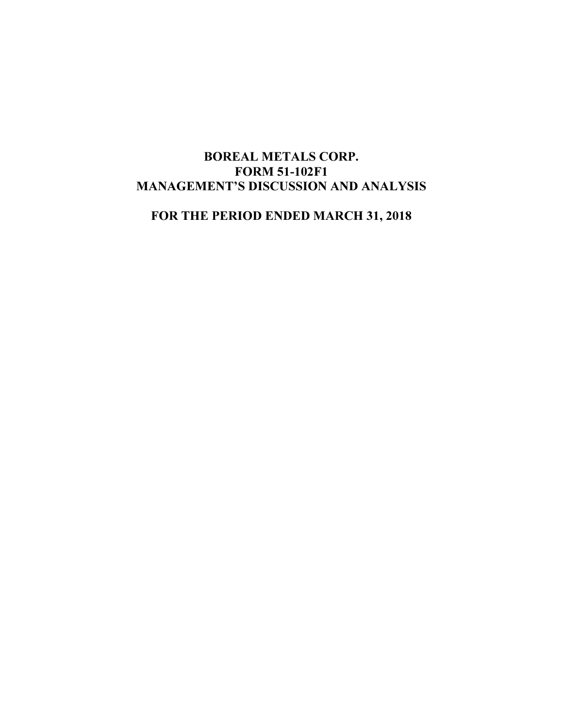# BOREAL METALS CORP.
# FORM 51-102F1
# MANAGEMENT'S DISCUSSION AND ANALYSIS

## FOR THE PERIOD ENDED MARCH 31, 2018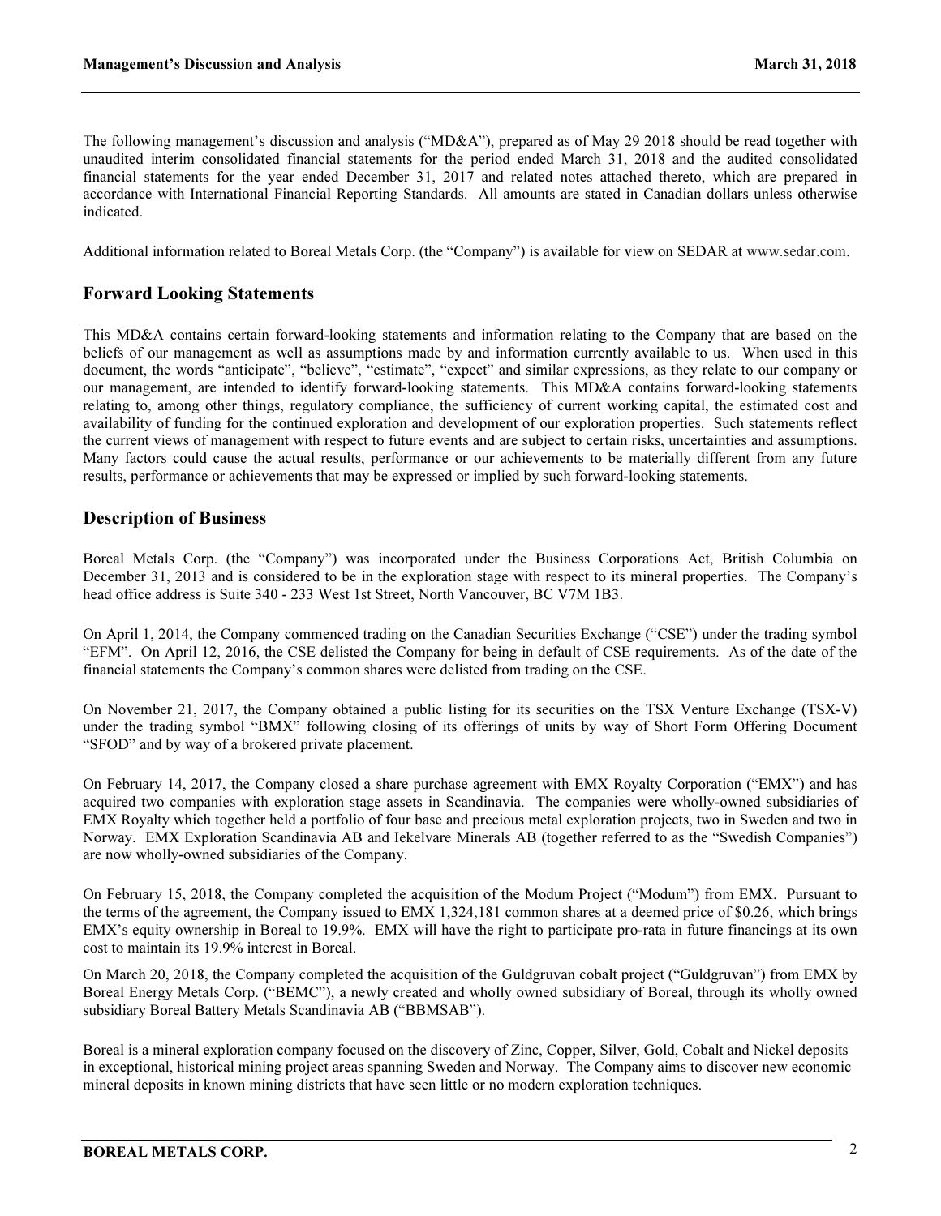The following management's discussion and analysis ("MD&A"), prepared as of May 29 2018 should be read together with unaudited interim consolidated financial statements for the period ended March 31, 2018 and the audited consolidated financial statements for the year ended December 31, 2017 and related notes attached thereto, which are prepared in accordance with International Financial Reporting Standards. All amounts are stated in Canadian dollars unless otherwise indicated.

Additional information related to Boreal Metals Corp. (the "Company") is available for view on SEDAR at www.sedar.com.

## Forward Looking Statements

This MD&A contains certain forward-looking statements and information relating to the Company that are based on the beliefs of our management as well as assumptions made by and information currently available to us. When used in this document, the words "anticipate", "believe", "estimate", "expect" and similar expressions, as they relate to our company or our management, are intended to identify forward-looking statements. This MD&A contains forward-looking statements relating to, among other things, regulatory compliance, the sufficiency of current working capital, the estimated cost and availability of funding for the continued exploration and development of our exploration properties. Such statements reflect the current views of management with respect to future events and are subject to certain risks, uncertainties and assumptions. Many factors could cause the actual results, performance or our achievements to be materially different from any future results, performance or achievements that may be expressed or implied by such forward-looking statements.

## Description of Business

Boreal Metals Corp. (the "Company") was incorporated under the Business Corporations Act, British Columbia on December 31, 2013 and is considered to be in the exploration stage with respect to its mineral properties. The Company's head office address is Suite 340 - 233 West 1st Street, North Vancouver, BC V7M 1B3.

On April 1, 2014, the Company commenced trading on the Canadian Securities Exchange ("CSE") under the trading symbol "EFM". On April 12, 2016, the CSE delisted the Company for being in default of CSE requirements. As of the date of the financial statements the Company's common shares were delisted from trading on the CSE.

On November 21, 2017, the Company obtained a public listing for its securities on the TSX Venture Exchange (TSX-V) under the trading symbol "BMX" following closing of its offerings of units by way of Short Form Offering Document "SFOD" and by way of a brokered private placement.

On February 14, 2017, the Company closed a share purchase agreement with EMX Royalty Corporation ("EMX") and has acquired two companies with exploration stage assets in Scandinavia. The companies were wholly-owned subsidiaries of EMX Royalty which together held a portfolio of four base and precious metal exploration projects, two in Sweden and two in Norway. EMX Exploration Scandinavia AB and Iekelvare Minerals AB (together referred to as the "Swedish Companies") are now wholly-owned subsidiaries of the Company.

On February 15, 2018, the Company completed the acquisition of the Modum Project ("Modum") from EMX. Pursuant to the terms of the agreement, the Company issued to EMX 1,324,181 common shares at a deemed price of $0.26, which brings EMX's equity ownership in Boreal to 19.9%. EMX will have the right to participate pro-rata in future financings at its own cost to maintain its 19.9% interest in Boreal.

On March 20, 2018, the Company completed the acquisition of the Guldgruvan cobalt project ("Guldgruvan") from EMX by Boreal Energy Metals Corp. ("BEMC"), a newly created and wholly owned subsidiary of Boreal, through its wholly owned subsidiary Boreal Battery Metals Scandinavia AB ("BBMSAB").

Boreal is a mineral exploration company focused on the discovery of Zinc, Copper, Silver, Gold, Cobalt and Nickel deposits in exceptional, historical mining project areas spanning Sweden and Norway. The Company aims to discover new economic mineral deposits in known mining districts that have seen little or no modern exploration techniques.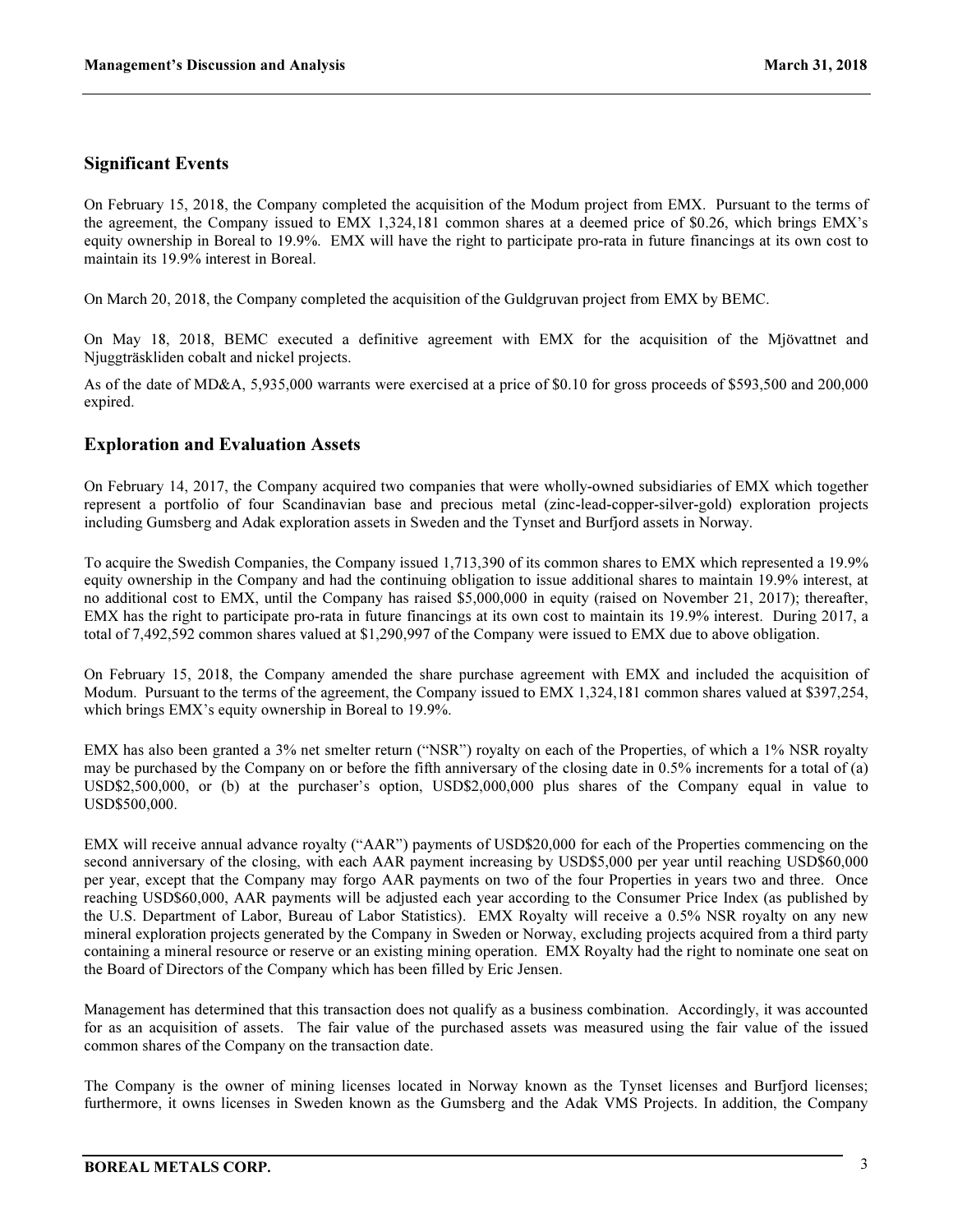## Significant Events

On February 15, 2018, the Company completed the acquisition of the Modum project from EMX. Pursuant to the terms of the agreement, the Company issued to EMX 1,324,181 common shares at a deemed price of $0.26, which brings EMX's equity ownership in Boreal to 19.9%. EMX will have the right to participate pro-rata in future financings at its own cost to maintain its 19.9% interest in Boreal.

On March 20, 2018, the Company completed the acquisition of the Guldgruvan project from EMX by BEMC.

On May 18, 2018, BEMC executed a definitive agreement with EMX for the acquisition of the Mjövattnet and Njuggträskliden cobalt and nickel projects.

As of the date of MD&A, 5,935,000 warrants were exercised at a price of $0.10 for gross proceeds of $593,500 and 200,000 expired.

## Exploration and Evaluation Assets

On February 14, 2017, the Company acquired two companies that were wholly-owned subsidiaries of EMX which together represent a portfolio of four Scandinavian base and precious metal (zinc-lead-copper-silver-gold) exploration projects including Gumsberg and Adak exploration assets in Sweden and the Tynset and Burfjord assets in Norway.

To acquire the Swedish Companies, the Company issued 1,713,390 of its common shares to EMX which represented a 19.9% equity ownership in the Company and had the continuing obligation to issue additional shares to maintain 19.9% interest, at no additional cost to EMX, until the Company has raised $5,000,000 in equity (raised on November 21, 2017); thereafter, EMX has the right to participate pro-rata in future financings at its own cost to maintain its 19.9% interest. During 2017, a total of 7,492,592 common shares valued at $1,290,997 of the Company were issued to EMX due to above obligation.

On February 15, 2018, the Company amended the share purchase agreement with EMX and included the acquisition of Modum. Pursuant to the terms of the agreement, the Company issued to EMX 1,324,181 common shares valued at $397,254, which brings EMX's equity ownership in Boreal to 19.9%.

EMX has also been granted a 3% net smelter return ("NSR") royalty on each of the Properties, of which a 1% NSR royalty may be purchased by the Company on or before the fifth anniversary of the closing date in 0.5% increments for a total of (a) USD$2,500,000, or (b) at the purchaser's option, USD$2,000,000 plus shares of the Company equal in value to USD$500,000.

EMX will receive annual advance royalty ("AAR") payments of USD$20,000 for each of the Properties commencing on the second anniversary of the closing, with each AAR payment increasing by USD$5,000 per year until reaching USD$60,000 per year, except that the Company may forgo AAR payments on two of the four Properties in years two and three. Once reaching USD$60,000, AAR payments will be adjusted each year according to the Consumer Price Index (as published by the U.S. Department of Labor, Bureau of Labor Statistics). EMX Royalty will receive a 0.5% NSR royalty on any new mineral exploration projects generated by the Company in Sweden or Norway, excluding projects acquired from a third party containing a mineral resource or reserve or an existing mining operation. EMX Royalty had the right to nominate one seat on the Board of Directors of the Company which has been filled by Eric Jensen.

Management has determined that this transaction does not qualify as a business combination. Accordingly, it was accounted for as an acquisition of assets. The fair value of the purchased assets was measured using the fair value of the issued common shares of the Company on the transaction date.

The Company is the owner of mining licenses located in Norway known as the Tynset licenses and Burfjord licenses; furthermore, it owns licenses in Sweden known as the Gumsberg and the Adak VMS Projects. In addition, the Company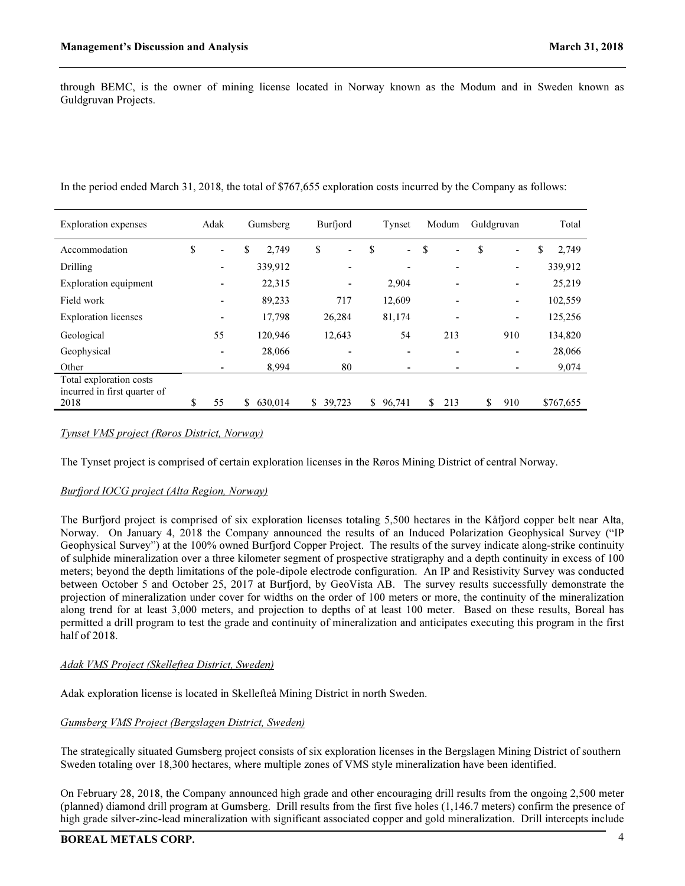through BEMC, is the owner of mining license located in Norway known as the Modum and in Sweden known as Guldgruvan Projects.

In the period ended March 31, 2018, the total of $767,655 exploration costs incurred by the Company as follows:

| Exploration expenses | Adak | Gumsberg | Burfjord | Tynset | Modum | Guldgruvan | Total |
|---|---|---|---|---|---|---|---|
| Accommodation | $ - | $ 2,749 | $ - | $ - | $ - | $ - | $ 2,749 |
| Drilling | - | 339,912 | - | - | - | - | 339,912 |
| Exploration equipment | - | 22,315 | - | 2,904 | - | - | 25,219 |
| Field work | - | 89,233 | 717 | 12,609 | - | - | 102,559 |
| Exploration licenses | - | 17,798 | 26,284 | 81,174 | - | - | 125,256 |
| Geological | 55 | 120,946 | 12,643 | 54 | 213 | 910 | 134,820 |
| Geophysical | - | 28,066 | - | - | - | - | 28,066 |
| Other | - | 8,994 | 80 | - | - | - | 9,074 |
| Total exploration costs incurred in first quarter of 2018 | $ 55 | $ 630,014 | $ 39,723 | $ 96,741 | $ 213 | $ 910 | $767,655 |

*Tynset VMS project (Røros District, Norway)*

The Tynset project is comprised of certain exploration licenses in the Røros Mining District of central Norway.

*Burfjord IOCG project (Alta Region, Norway)*

The Burfjord project is comprised of six exploration licenses totaling 5,500 hectares in the Kåfjord copper belt near Alta, Norway. On January 4, 2018 the Company announced the results of an Induced Polarization Geophysical Survey ("IP Geophysical Survey") at the 100% owned Burfjord Copper Project. The results of the survey indicate along-strike continuity of sulphide mineralization over a three kilometer segment of prospective stratigraphy and a depth continuity in excess of 100 meters; beyond the depth limitations of the pole-dipole electrode configuration. An IP and Resistivity Survey was conducted between October 5 and October 25, 2017 at Burfjord, by GeoVista AB. The survey results successfully demonstrate the projection of mineralization under cover for widths on the order of 100 meters or more, the continuity of the mineralization along trend for at least 3,000 meters, and projection to depths of at least 100 meter. Based on these results, Boreal has permitted a drill program to test the grade and continuity of mineralization and anticipates executing this program in the first half of 2018.

*Adak VMS Project (Skelleftea District, Sweden)*

Adak exploration license is located in Skellefteå Mining District in north Sweden.

*Gumsberg VMS Project (Bergslagen District, Sweden)*

The strategically situated Gumsberg project consists of six exploration licenses in the Bergslagen Mining District of southern Sweden totaling over 18,300 hectares, where multiple zones of VMS style mineralization have been identified.

On February 28, 2018, the Company announced high grade and other encouraging drill results from the ongoing 2,500 meter (planned) diamond drill program at Gumsberg. Drill results from the first five holes (1,146.7 meters) confirm the presence of high grade silver-zinc-lead mineralization with significant associated copper and gold mineralization. Drill intercepts include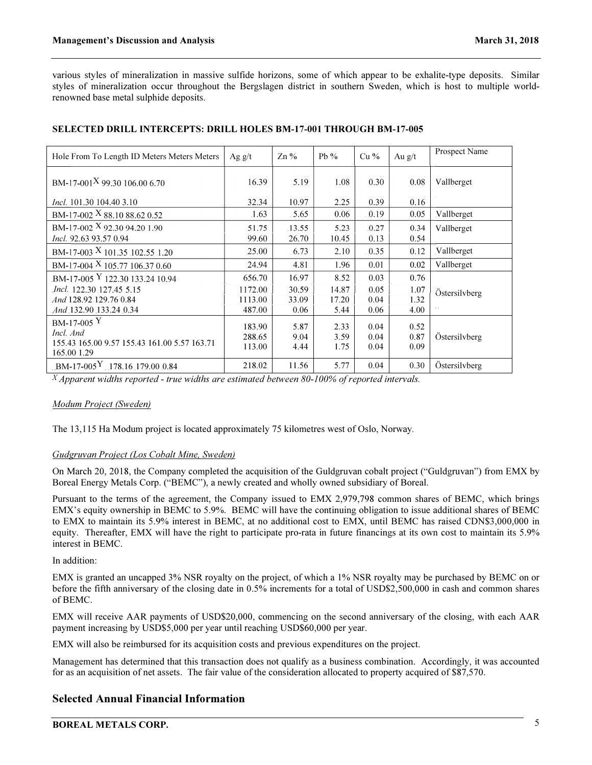various styles of mineralization in massive sulfide horizons, some of which appear to be exhalite-type deposits. Similar styles of mineralization occur throughout the Bergslagen district in southern Sweden, which is host to multiple world-renowned base metal sulphide deposits.

**SELECTED DRILL INTERCEPTS: DRILL HOLES BM-17-001 THROUGH BM-17-005**

| Hole From To Length ID Meters Meters Meters | Ag g/t | Zn % | Pb % | Cu % | Au g/t | Prospect Name |
|---|---|---|---|---|---|---|
| BM-17-001 X 99.30 106.00 6.70 | 16.39 | 5.19 | 1.08 | 0.30 | 0.08 | Vallberget |
| *Incl.* 101.30 104.40 3.10 | 32.34 | 10.97 | 2.25 | 0.39 | 0.16 | |
| BM-17-002 X 88.10 88.62 0.52 | 1.63 | 5.65 | 0.06 | 0.19 | 0.05 | Vallberget |
| BM-17-002 X 92.30 94.20 1.90 | 51.75 | 13.55 | 5.23 | 0.27 | 0.34 | Vallberget |
| *Incl.* 92.63 93.57 0.94 | 99.60 | 26.70 | 10.45 | 0.13 | 0.54 | |
| BM-17-003 X 101.35 102.55 1.20 | 25.00 | 6.73 | 2.10 | 0.35 | 0.12 | Vallberget |
| BM-17-004 X 105.77 106.37 0.60 | 24.94 | 4.81 | 1.96 | 0.01 | 0.02 | Vallberget |
| BM-17-005 Y 122.30 133.24 10.94 | 656.70 | 16.97 | 8.52 | 0.03 | 0.76 | Östersilvberg |
| *Incl.* 122.30 127.45 5.15 | 1172.00 | 30.59 | 14.87 | 0.05 | 1.07 | |
| *And* 128.92 129.76 0.84 | 1113.00 | 33.09 | 17.20 | 0.04 | 1.32 | |
| *And* 132.90 133.24 0.34 | 487.00 | 0.06 | 5.44 | 0.06 | 4.00 | |
| BM-17-005 Y *Incl. And* 155.43 165.00 9.57 155.43 161.00 5.57 163.71 165.00 1.29 | 183.90<br>288.65<br>113.00 | 5.87<br>9.04<br>4.44 | 2.33<br>3.59<br>1.75 | 0.04<br>0.04<br>0.04 | 0.52<br>0.87<br>0.09 | Östersilvberg |
| BM-17-005 Y 178.16 179.00 0.84 | 218.02 | 11.56 | 5.77 | 0.04 | 0.30 | Östersilvberg |

*X Apparent widths reported - true widths are estimated between 80-100% of reported intervals.*

*Modum Project (Sweden)*

The 13,115 Ha Modum project is located approximately 75 kilometres west of Oslo, Norway.

*Gudgruvan Project (Los Cobalt Mine, Sweden)*

On March 20, 2018, the Company completed the acquisition of the Guldgruvan cobalt project ("Guldgruvan") from EMX by Boreal Energy Metals Corp. ("BEMC"), a newly created and wholly owned subsidiary of Boreal.

Pursuant to the terms of the agreement, the Company issued to EMX 2,979,798 common shares of BEMC, which brings EMX's equity ownership in BEMC to 5.9%. BEMC will have the continuing obligation to issue additional shares of BEMC to EMX to maintain its 5.9% interest in BEMC, at no additional cost to EMX, until BEMC has raised CDN$3,000,000 in equity. Thereafter, EMX will have the right to participate pro-rata in future financings at its own cost to maintain its 5.9% interest in BEMC.

In addition:

EMX is granted an uncapped 3% NSR royalty on the project, of which a 1% NSR royalty may be purchased by BEMC on or before the fifth anniversary of the closing date in 0.5% increments for a total of USD$2,500,000 in cash and common shares of BEMC.

EMX will receive AAR payments of USD$20,000, commencing on the second anniversary of the closing, with each AAR payment increasing by USD$5,000 per year until reaching USD$60,000 per year.

EMX will also be reimbursed for its acquisition costs and previous expenditures on the project.

Management has determined that this transaction does not qualify as a business combination. Accordingly, it was accounted for as an acquisition of net assets. The fair value of the consideration allocated to property acquired of $87,570.

## Selected Annual Financial Information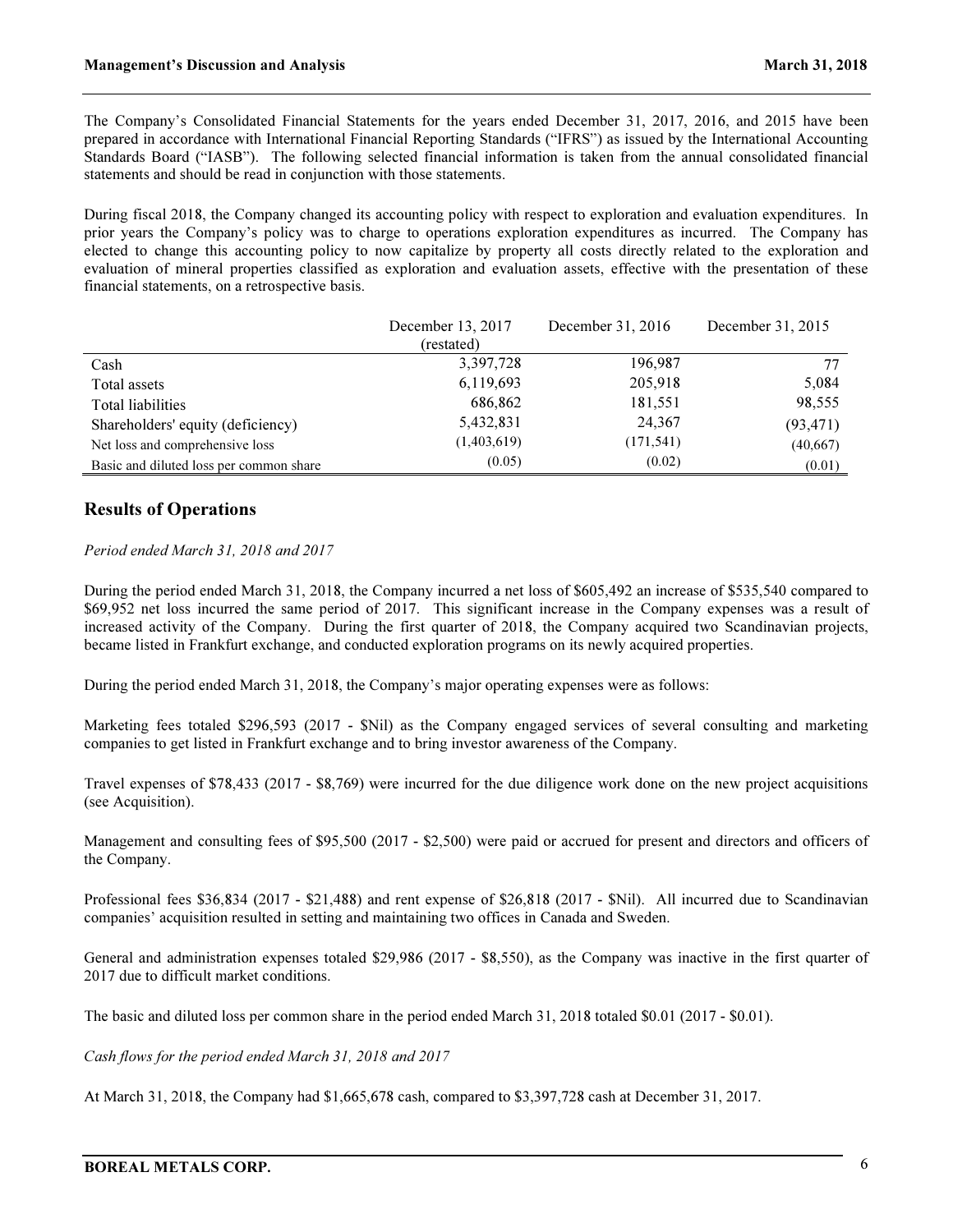The Company's Consolidated Financial Statements for the years ended December 31, 2017, 2016, and 2015 have been prepared in accordance with International Financial Reporting Standards ("IFRS") as issued by the International Accounting Standards Board ("IASB"). The following selected financial information is taken from the annual consolidated financial statements and should be read in conjunction with those statements.

During fiscal 2018, the Company changed its accounting policy with respect to exploration and evaluation expenditures. In prior years the Company's policy was to charge to operations exploration expenditures as incurred. The Company has elected to change this accounting policy to now capitalize by property all costs directly related to the exploration and evaluation of mineral properties classified as exploration and evaluation assets, effective with the presentation of these financial statements, on a retrospective basis.

| | December 13, 2017 (restated) | December 31, 2016 | December 31, 2015 |
|---|---|---|---|
| Cash | 3,397,728 | 196,987 | 77 |
| Total assets | 6,119,693 | 205,918 | 5,084 |
| Total liabilities | 686,862 | 181,551 | 98,555 |
| Shareholders' equity (deficiency) | 5,432,831 | 24,367 | (93,471) |
| Net loss and comprehensive loss | (1,403,619) | (171,541) | (40,667) |
| Basic and diluted loss per common share | (0.05) | (0.02) | (0.01) |

## Results of Operations

*Period ended March 31, 2018 and 2017*

During the period ended March 31, 2018, the Company incurred a net loss of $605,492 an increase of $535,540 compared to $69,952 net loss incurred the same period of 2017. This significant increase in the Company expenses was a result of increased activity of the Company. During the first quarter of 2018, the Company acquired two Scandinavian projects, became listed in Frankfurt exchange, and conducted exploration programs on its newly acquired properties.

During the period ended March 31, 2018, the Company's major operating expenses were as follows:

Marketing fees totaled $296,593 (2017 - $Nil) as the Company engaged services of several consulting and marketing companies to get listed in Frankfurt exchange and to bring investor awareness of the Company.

Travel expenses of $78,433 (2017 - $8,769) were incurred for the due diligence work done on the new project acquisitions (see Acquisition).

Management and consulting fees of $95,500 (2017 - $2,500) were paid or accrued for present and directors and officers of the Company.

Professional fees $36,834 (2017 - $21,488) and rent expense of $26,818 (2017 - $Nil). All incurred due to Scandinavian companies' acquisition resulted in setting and maintaining two offices in Canada and Sweden.

General and administration expenses totaled $29,986 (2017 - $8,550), as the Company was inactive in the first quarter of 2017 due to difficult market conditions.

The basic and diluted loss per common share in the period ended March 31, 2018 totaled $0.01 (2017 - $0.01).

*Cash flows for the period ended March 31, 2018 and 2017*

At March 31, 2018, the Company had $1,665,678 cash, compared to $3,397,728 cash at December 31, 2017.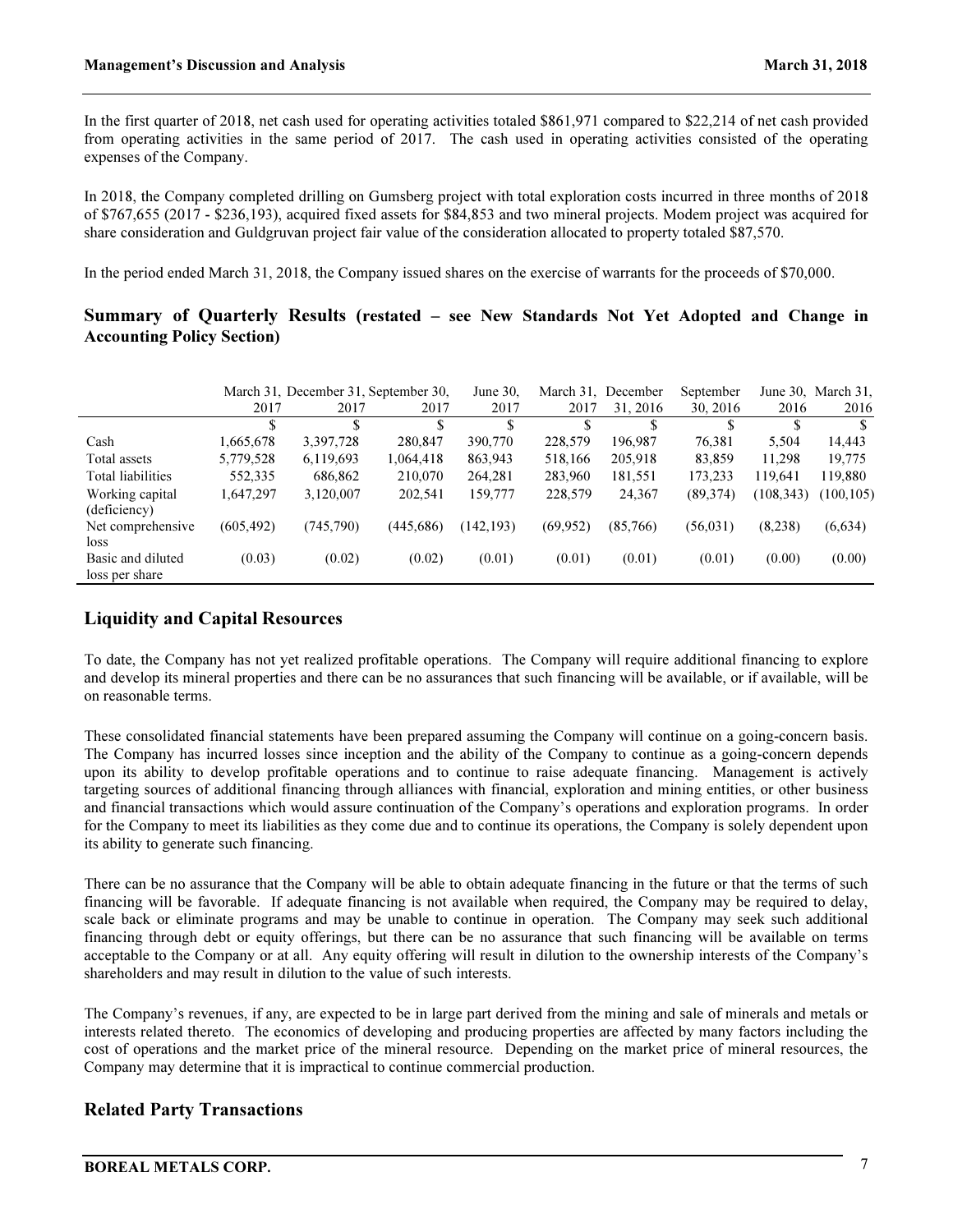In the first quarter of 2018, net cash used for operating activities totaled $861,971 compared to $22,214 of net cash provided from operating activities in the same period of 2017. The cash used in operating activities consisted of the operating expenses of the Company.

In 2018, the Company completed drilling on Gumsberg project with total exploration costs incurred in three months of 2018 of $767,655 (2017 - $236,193), acquired fixed assets for $84,853 and two mineral projects. Modem project was acquired for share consideration and Guldgruvan project fair value of the consideration allocated to property totaled $87,570.

In the period ended March 31, 2018, the Company issued shares on the exercise of warrants for the proceeds of $70,000.

## Summary of Quarterly Results (restated – see New Standards Not Yet Adopted and Change in Accounting Policy Section)

| | March 31, 2017 | December 31, 2017 | September 30, 2017 | June 30, 2017 | March 31, 2017 | December 31, 2016 | September 30, 2016 | June 30, 2016 | March 31, 2016 |
|---|---|---|---|---|---|---|---|---|---|
| | $ | $ | $ | $ | $ | $ | $ | $ | $ |
| Cash | 1,665,678 | 3,397,728 | 280,847 | 390,770 | 228,579 | 196,987 | 76,381 | 5,504 | 14,443 |
| Total assets | 5,779,528 | 6,119,693 | 1,064,418 | 863,943 | 518,166 | 205,918 | 83,859 | 11,298 | 19,775 |
| Total liabilities | 552,335 | 686,862 | 210,070 | 264,281 | 283,960 | 181,551 | 173,233 | 119,641 | 119,880 |
| Working capital (deficiency) | 1,647,297 | 3,120,007 | 202,541 | 159,777 | 228,579 | 24,367 | (89,374) | (108,343) | (100,105) |
| Net comprehensive loss | (605,492) | (745,790) | (445,686) | (142,193) | (69,952) | (85,766) | (56,031) | (8,238) | (6,634) |
| Basic and diluted loss per share | (0.03) | (0.02) | (0.02) | (0.01) | (0.01) | (0.01) | (0.01) | (0.00) | (0.00) |

## Liquidity and Capital Resources

To date, the Company has not yet realized profitable operations. The Company will require additional financing to explore and develop its mineral properties and there can be no assurances that such financing will be available, or if available, will be on reasonable terms.

These consolidated financial statements have been prepared assuming the Company will continue on a going-concern basis. The Company has incurred losses since inception and the ability of the Company to continue as a going-concern depends upon its ability to develop profitable operations and to continue to raise adequate financing. Management is actively targeting sources of additional financing through alliances with financial, exploration and mining entities, or other business and financial transactions which would assure continuation of the Company's operations and exploration programs. In order for the Company to meet its liabilities as they come due and to continue its operations, the Company is solely dependent upon its ability to generate such financing.

There can be no assurance that the Company will be able to obtain adequate financing in the future or that the terms of such financing will be favorable. If adequate financing is not available when required, the Company may be required to delay, scale back or eliminate programs and may be unable to continue in operation. The Company may seek such additional financing through debt or equity offerings, but there can be no assurance that such financing will be available on terms acceptable to the Company or at all. Any equity offering will result in dilution to the ownership interests of the Company's shareholders and may result in dilution to the value of such interests.

The Company's revenues, if any, are expected to be in large part derived from the mining and sale of minerals and metals or interests related thereto. The economics of developing and producing properties are affected by many factors including the cost of operations and the market price of the mineral resource. Depending on the market price of mineral resources, the Company may determine that it is impractical to continue commercial production.

## Related Party Transactions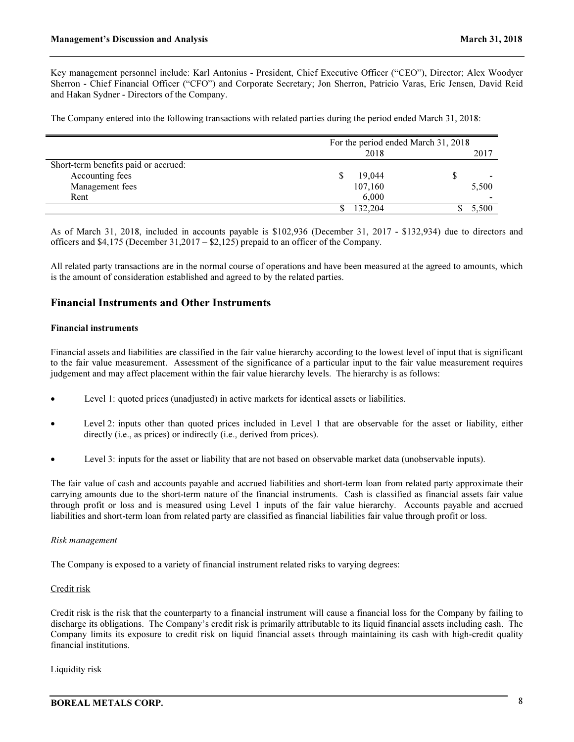Key management personnel include: Karl Antonius - President, Chief Executive Officer ("CEO"), Director; Alex Woodyer Sherron - Chief Financial Officer ("CFO") and Corporate Secretary; Jon Sherron, Patricio Varas, Eric Jensen, David Reid and Hakan Sydner - Directors of the Company.

The Company entered into the following transactions with related parties during the period ended March 31, 2018:

| | For the period ended March 31, 2018 | |
|---|---|---|
| | 2018 | 2017 |
| Short-term benefits paid or accrued: | | |
| Accounting fees | $ 19,044 | $ - |
| Management fees | 107,160 | 5,500 |
| Rent | 6,000 | - |
| | $ 132,204 | $ 5,500 |

As of March 31, 2018, included in accounts payable is $102,936 (December 31, 2017 - $132,934) due to directors and officers and $4,175 (December 31,2017 – $2,125) prepaid to an officer of the Company.

All related party transactions are in the normal course of operations and have been measured at the agreed to amounts, which is the amount of consideration established and agreed to by the related parties.

## Financial Instruments and Other Instruments

### Financial instruments

Financial assets and liabilities are classified in the fair value hierarchy according to the lowest level of input that is significant to the fair value measurement. Assessment of the significance of a particular input to the fair value measurement requires judgement and may affect placement within the fair value hierarchy levels. The hierarchy is as follows:

- Level 1: quoted prices (unadjusted) in active markets for identical assets or liabilities.
- Level 2: inputs other than quoted prices included in Level 1 that are observable for the asset or liability, either directly (i.e., as prices) or indirectly (i.e., derived from prices).
- Level 3: inputs for the asset or liability that are not based on observable market data (unobservable inputs).

The fair value of cash and accounts payable and accrued liabilities and short-term loan from related party approximate their carrying amounts due to the short-term nature of the financial instruments. Cash is classified as financial assets fair value through profit or loss and is measured using Level 1 inputs of the fair value hierarchy. Accounts payable and accrued liabilities and short-term loan from related party are classified as financial liabilities fair value through profit or loss.

*Risk management*

The Company is exposed to a variety of financial instrument related risks to varying degrees:

Credit risk

Credit risk is the risk that the counterparty to a financial instrument will cause a financial loss for the Company by failing to discharge its obligations. The Company's credit risk is primarily attributable to its liquid financial assets including cash. The Company limits its exposure to credit risk on liquid financial assets through maintaining its cash with high-credit quality financial institutions.

Liquidity risk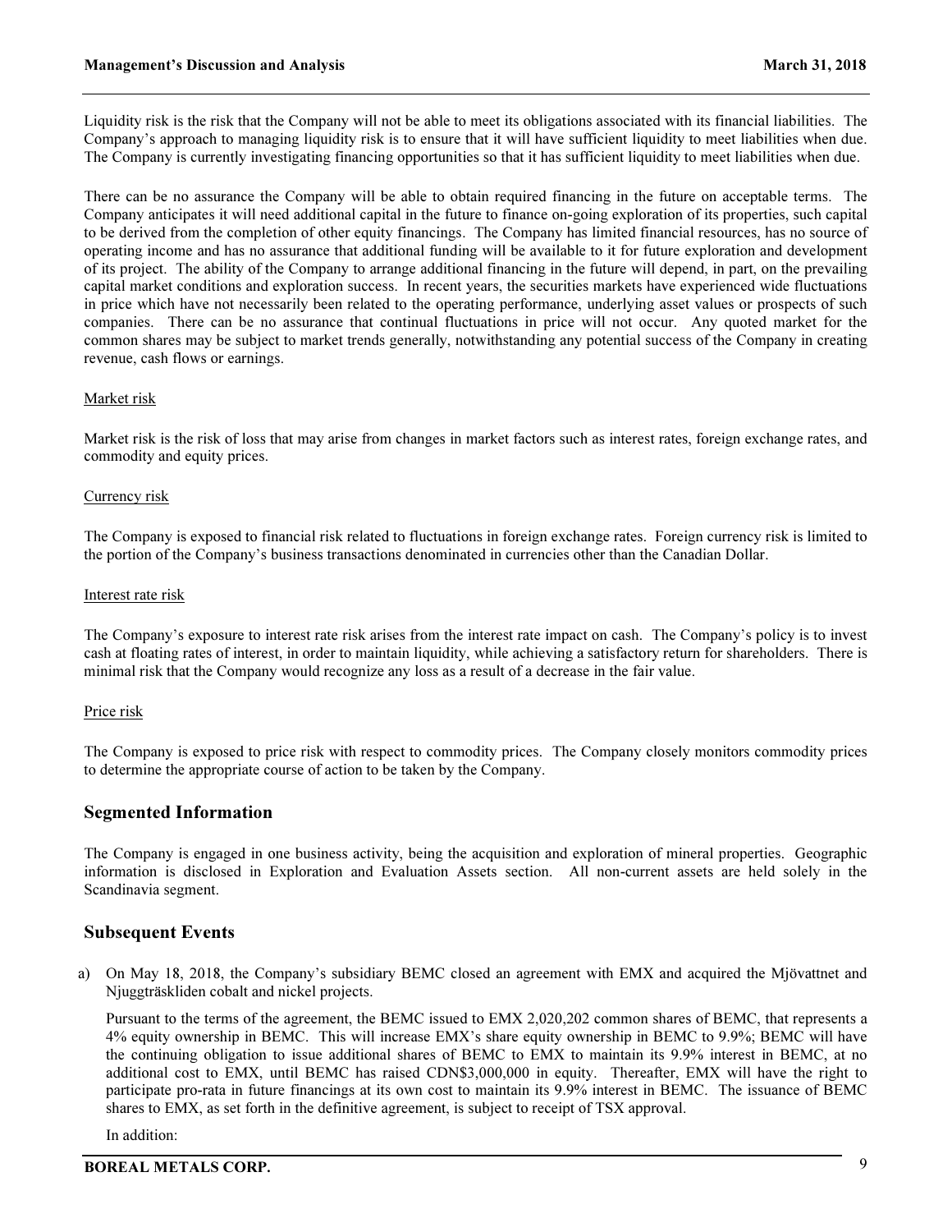Liquidity risk is the risk that the Company will not be able to meet its obligations associated with its financial liabilities. The Company's approach to managing liquidity risk is to ensure that it will have sufficient liquidity to meet liabilities when due. The Company is currently investigating financing opportunities so that it has sufficient liquidity to meet liabilities when due.

There can be no assurance the Company will be able to obtain required financing in the future on acceptable terms. The Company anticipates it will need additional capital in the future to finance on-going exploration of its properties, such capital to be derived from the completion of other equity financings. The Company has limited financial resources, has no source of operating income and has no assurance that additional funding will be available to it for future exploration and development of its project. The ability of the Company to arrange additional financing in the future will depend, in part, on the prevailing capital market conditions and exploration success. In recent years, the securities markets have experienced wide fluctuations in price which have not necessarily been related to the operating performance, underlying asset values or prospects of such companies. There can be no assurance that continual fluctuations in price will not occur. Any quoted market for the common shares may be subject to market trends generally, notwithstanding any potential success of the Company in creating revenue, cash flows or earnings.

Market risk

Market risk is the risk of loss that may arise from changes in market factors such as interest rates, foreign exchange rates, and commodity and equity prices.

Currency risk

The Company is exposed to financial risk related to fluctuations in foreign exchange rates. Foreign currency risk is limited to the portion of the Company's business transactions denominated in currencies other than the Canadian Dollar.

Interest rate risk

The Company's exposure to interest rate risk arises from the interest rate impact on cash. The Company's policy is to invest cash at floating rates of interest, in order to maintain liquidity, while achieving a satisfactory return for shareholders. There is minimal risk that the Company would recognize any loss as a result of a decrease in the fair value.

Price risk

The Company is exposed to price risk with respect to commodity prices. The Company closely monitors commodity prices to determine the appropriate course of action to be taken by the Company.

## Segmented Information

The Company is engaged in one business activity, being the acquisition and exploration of mineral properties. Geographic information is disclosed in Exploration and Evaluation Assets section. All non-current assets are held solely in the Scandinavia segment.

## Subsequent Events

a) On May 18, 2018, the Company's subsidiary BEMC closed an agreement with EMX and acquired the Mjövattnet and Njuggträskliden cobalt and nickel projects.

   Pursuant to the terms of the agreement, the BEMC issued to EMX 2,020,202 common shares of BEMC, that represents a 4% equity ownership in BEMC. This will increase EMX's share equity ownership in BEMC to 9.9%; BEMC will have the continuing obligation to issue additional shares of BEMC to EMX to maintain its 9.9% interest in BEMC, at no additional cost to EMX, until BEMC has raised CDN$3,000,000 in equity. Thereafter, EMX will have the right to participate pro-rata in future financings at its own cost to maintain its 9.9% interest in BEMC. The issuance of BEMC shares to EMX, as set forth in the definitive agreement, is subject to receipt of TSX approval.

   In addition: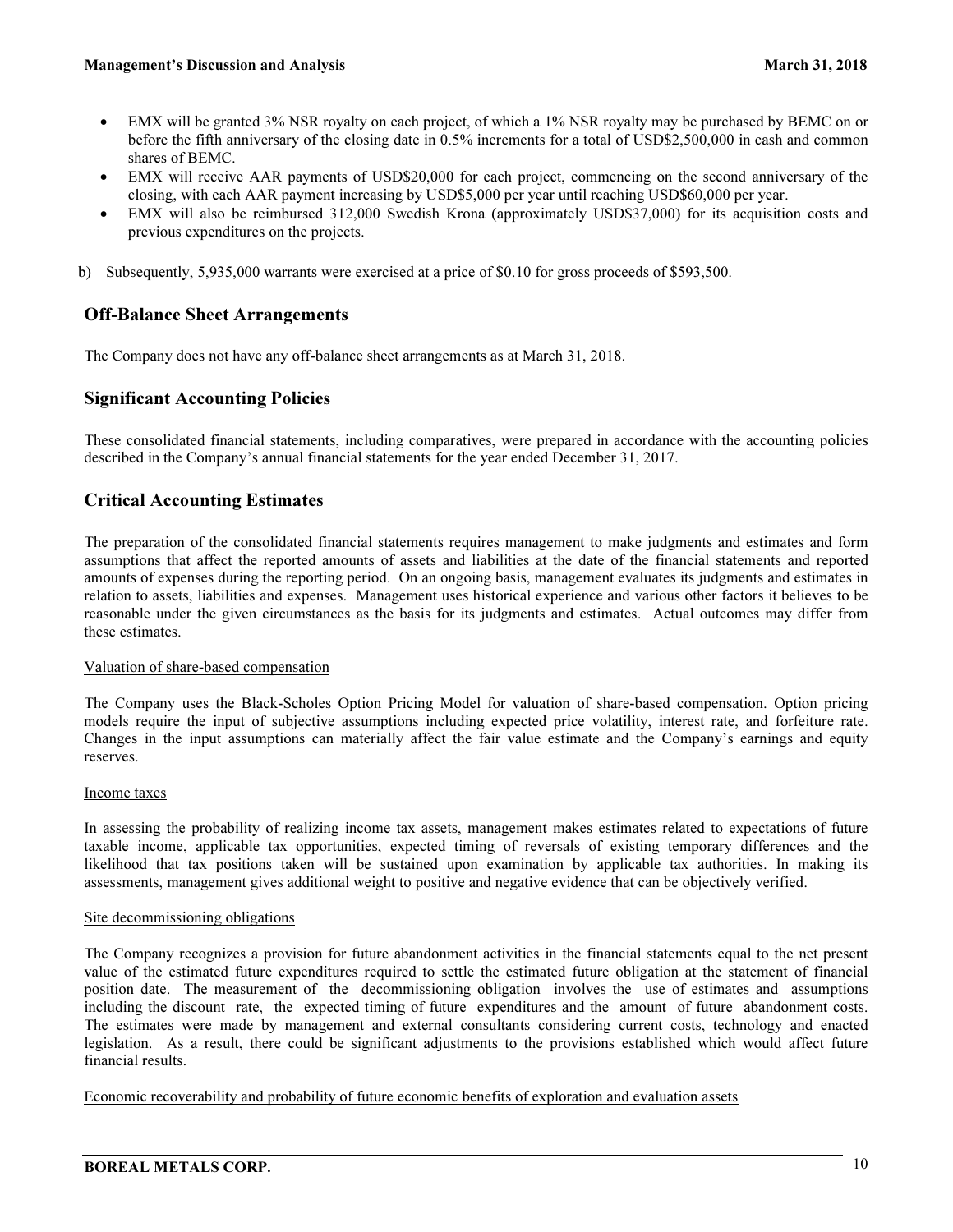- EMX will be granted 3% NSR royalty on each project, of which a 1% NSR royalty may be purchased by BEMC on or before the fifth anniversary of the closing date in 0.5% increments for a total of USD$2,500,000 in cash and common shares of BEMC.
- EMX will receive AAR payments of USD$20,000 for each project, commencing on the second anniversary of the closing, with each AAR payment increasing by USD$5,000 per year until reaching USD$60,000 per year.
- EMX will also be reimbursed 312,000 Swedish Krona (approximately USD$37,000) for its acquisition costs and previous expenditures on the projects.

b) Subsequently, 5,935,000 warrants were exercised at a price of $0.10 for gross proceeds of $593,500.

## Off-Balance Sheet Arrangements

The Company does not have any off-balance sheet arrangements as at March 31, 2018.

## Significant Accounting Policies

These consolidated financial statements, including comparatives, were prepared in accordance with the accounting policies described in the Company's annual financial statements for the year ended December 31, 2017.

## Critical Accounting Estimates

The preparation of the consolidated financial statements requires management to make judgments and estimates and form assumptions that affect the reported amounts of assets and liabilities at the date of the financial statements and reported amounts of expenses during the reporting period. On an ongoing basis, management evaluates its judgments and estimates in relation to assets, liabilities and expenses. Management uses historical experience and various other factors it believes to be reasonable under the given circumstances as the basis for its judgments and estimates. Actual outcomes may differ from these estimates.

Valuation of share-based compensation

The Company uses the Black-Scholes Option Pricing Model for valuation of share-based compensation. Option pricing models require the input of subjective assumptions including expected price volatility, interest rate, and forfeiture rate. Changes in the input assumptions can materially affect the fair value estimate and the Company's earnings and equity reserves.

Income taxes

In assessing the probability of realizing income tax assets, management makes estimates related to expectations of future taxable income, applicable tax opportunities, expected timing of reversals of existing temporary differences and the likelihood that tax positions taken will be sustained upon examination by applicable tax authorities. In making its assessments, management gives additional weight to positive and negative evidence that can be objectively verified.

Site decommissioning obligations

The Company recognizes a provision for future abandonment activities in the financial statements equal to the net present value of the estimated future expenditures required to settle the estimated future obligation at the statement of financial position date. The measurement of the decommissioning obligation involves the use of estimates and assumptions including the discount rate, the expected timing of future expenditures and the amount of future abandonment costs. The estimates were made by management and external consultants considering current costs, technology and enacted legislation. As a result, there could be significant adjustments to the provisions established which would affect future financial results.

Economic recoverability and probability of future economic benefits of exploration and evaluation assets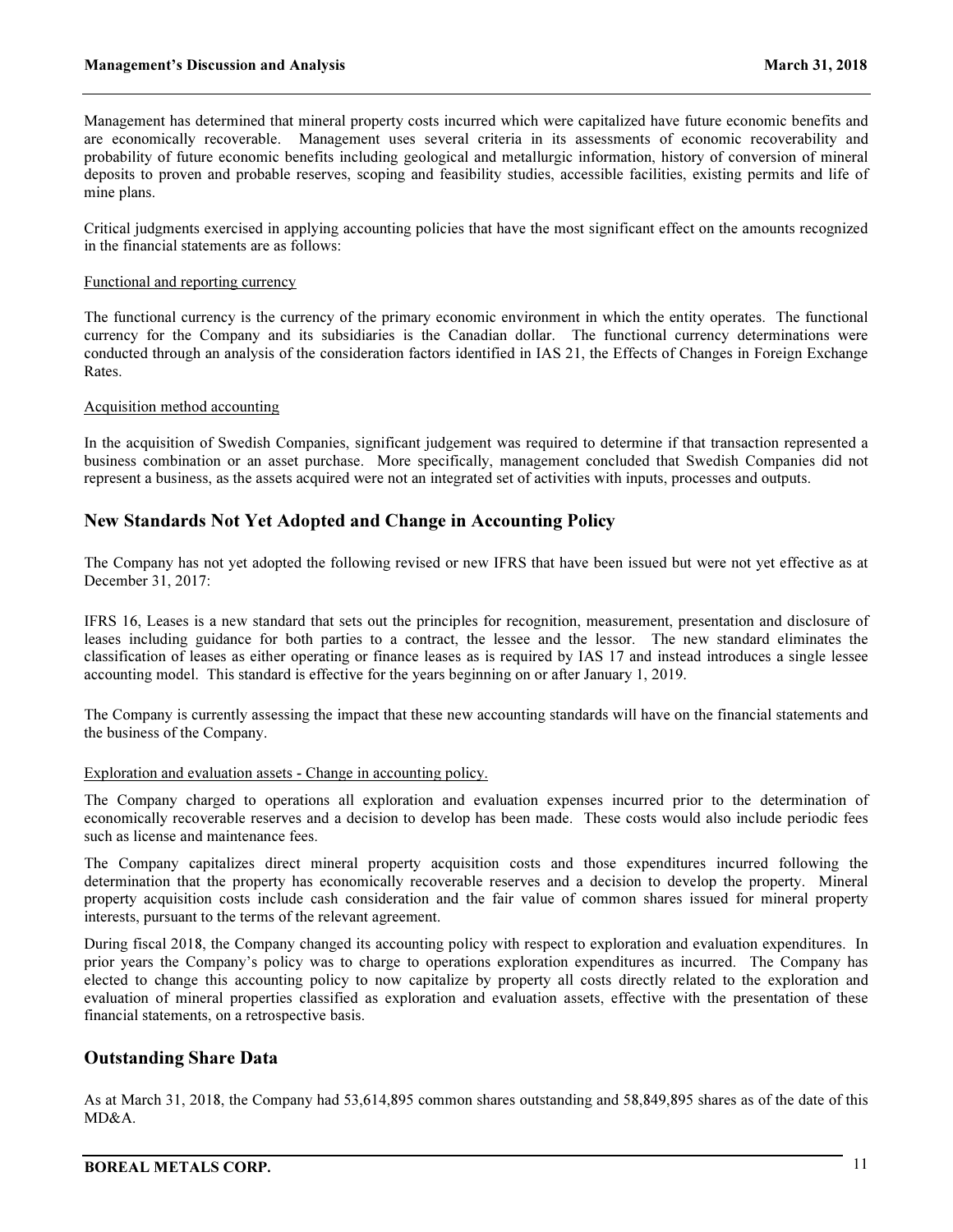Management has determined that mineral property costs incurred which were capitalized have future economic benefits and are economically recoverable. Management uses several criteria in its assessments of economic recoverability and probability of future economic benefits including geological and metallurgic information, history of conversion of mineral deposits to proven and probable reserves, scoping and feasibility studies, accessible facilities, existing permits and life of mine plans.

Critical judgments exercised in applying accounting policies that have the most significant effect on the amounts recognized in the financial statements are as follows:

Functional and reporting currency

The functional currency is the currency of the primary economic environment in which the entity operates. The functional currency for the Company and its subsidiaries is the Canadian dollar. The functional currency determinations were conducted through an analysis of the consideration factors identified in IAS 21, the Effects of Changes in Foreign Exchange Rates.

Acquisition method accounting

In the acquisition of Swedish Companies, significant judgement was required to determine if that transaction represented a business combination or an asset purchase. More specifically, management concluded that Swedish Companies did not represent a business, as the assets acquired were not an integrated set of activities with inputs, processes and outputs.

## New Standards Not Yet Adopted and Change in Accounting Policy

The Company has not yet adopted the following revised or new IFRS that have been issued but were not yet effective as at December 31, 2017:

IFRS 16, Leases is a new standard that sets out the principles for recognition, measurement, presentation and disclosure of leases including guidance for both parties to a contract, the lessee and the lessor. The new standard eliminates the classification of leases as either operating or finance leases as is required by IAS 17 and instead introduces a single lessee accounting model. This standard is effective for the years beginning on or after January 1, 2019.

The Company is currently assessing the impact that these new accounting standards will have on the financial statements and the business of the Company.

Exploration and evaluation assets - Change in accounting policy.

The Company charged to operations all exploration and evaluation expenses incurred prior to the determination of economically recoverable reserves and a decision to develop has been made. These costs would also include periodic fees such as license and maintenance fees.

The Company capitalizes direct mineral property acquisition costs and those expenditures incurred following the determination that the property has economically recoverable reserves and a decision to develop the property. Mineral property acquisition costs include cash consideration and the fair value of common shares issued for mineral property interests, pursuant to the terms of the relevant agreement.

During fiscal 2018, the Company changed its accounting policy with respect to exploration and evaluation expenditures. In prior years the Company's policy was to charge to operations exploration expenditures as incurred. The Company has elected to change this accounting policy to now capitalize by property all costs directly related to the exploration and evaluation of mineral properties classified as exploration and evaluation assets, effective with the presentation of these financial statements, on a retrospective basis.

## Outstanding Share Data

As at March 31, 2018, the Company had 53,614,895 common shares outstanding and 58,849,895 shares as of the date of this MD&A.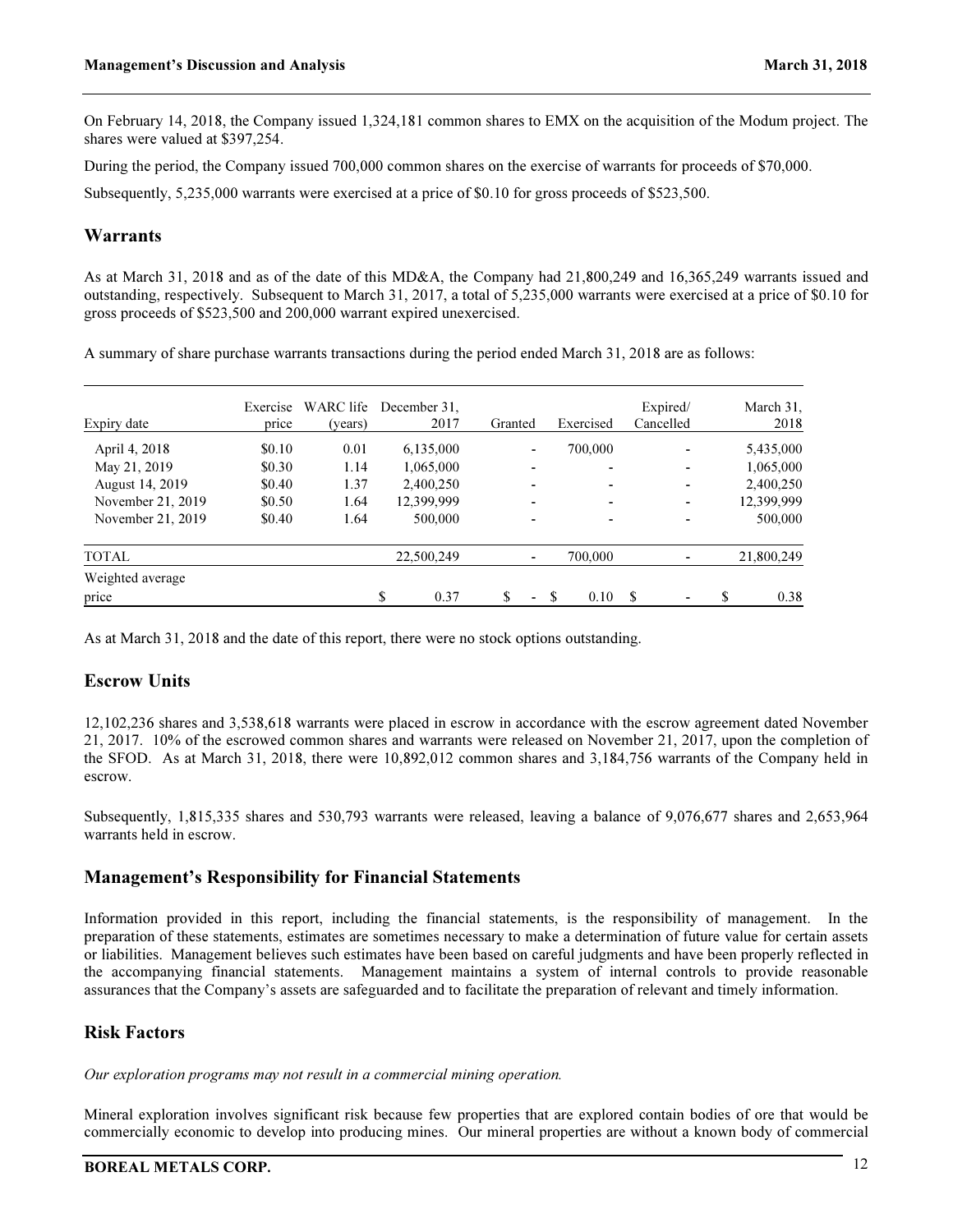On February 14, 2018, the Company issued 1,324,181 common shares to EMX on the acquisition of the Modum project. The shares were valued at $397,254.

During the period, the Company issued 700,000 common shares on the exercise of warrants for proceeds of $70,000.

Subsequently, 5,235,000 warrants were exercised at a price of $0.10 for gross proceeds of $523,500.

## Warrants

As at March 31, 2018 and as of the date of this MD&A, the Company had 21,800,249 and 16,365,249 warrants issued and outstanding, respectively. Subsequent to March 31, 2017, a total of 5,235,000 warrants were exercised at a price of $0.10 for gross proceeds of $523,500 and 200,000 warrant expired unexercised.

A summary of share purchase warrants transactions during the period ended March 31, 2018 are as follows:

| Expiry date | Exercise price | WARC life (years) | December 31, 2017 | Granted | Exercised | Expired/ Cancelled | March 31, 2018 |
|---|---|---|---|---|---|---|---|
| April 4, 2018 | $0.10 | 0.01 | 6,135,000 | - | 700,000 | - | 5,435,000 |
| May 21, 2019 | $0.30 | 1.14 | 1,065,000 | - | - | - | 1,065,000 |
| August 14, 2019 | $0.40 | 1.37 | 2,400,250 | - | - | - | 2,400,250 |
| November 21, 2019 | $0.50 | 1.64 | 12,399,999 | - | - | - | 12,399,999 |
| November 21, 2019 | $0.40 | 1.64 | 500,000 | - | - | - | 500,000 |
| TOTAL | | | 22,500,249 | - | 700,000 | - | 21,800,249 |
| Weighted average price | | | $ 0.37 | $ - | $ 0.10 | $ - | $ 0.38 |

As at March 31, 2018 and the date of this report, there were no stock options outstanding.

## Escrow Units

12,102,236 shares and 3,538,618 warrants were placed in escrow in accordance with the escrow agreement dated November 21, 2017. 10% of the escrowed common shares and warrants were released on November 21, 2017, upon the completion of the SFOD. As at March 31, 2018, there were 10,892,012 common shares and 3,184,756 warrants of the Company held in escrow.

Subsequently, 1,815,335 shares and 530,793 warrants were released, leaving a balance of 9,076,677 shares and 2,653,964 warrants held in escrow.

## Management's Responsibility for Financial Statements

Information provided in this report, including the financial statements, is the responsibility of management. In the preparation of these statements, estimates are sometimes necessary to make a determination of future value for certain assets or liabilities. Management believes such estimates have been based on careful judgments and have been properly reflected in the accompanying financial statements. Management maintains a system of internal controls to provide reasonable assurances that the Company's assets are safeguarded and to facilitate the preparation of relevant and timely information.

## Risk Factors

*Our exploration programs may not result in a commercial mining operation.*

Mineral exploration involves significant risk because few properties that are explored contain bodies of ore that would be commercially economic to develop into producing mines. Our mineral properties are without a known body of commercial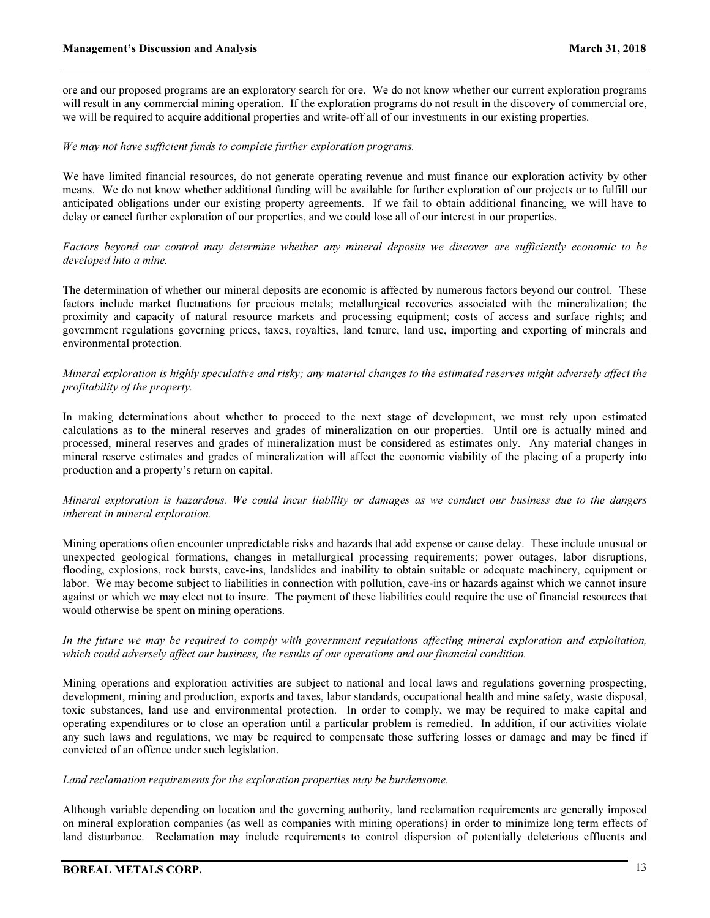ore and our proposed programs are an exploratory search for ore. We do not know whether our current exploration programs will result in any commercial mining operation. If the exploration programs do not result in the discovery of commercial ore, we will be required to acquire additional properties and write-off all of our investments in our existing properties.

*We may not have sufficient funds to complete further exploration programs.*

We have limited financial resources, do not generate operating revenue and must finance our exploration activity by other means. We do not know whether additional funding will be available for further exploration of our projects or to fulfill our anticipated obligations under our existing property agreements. If we fail to obtain additional financing, we will have to delay or cancel further exploration of our properties, and we could lose all of our interest in our properties.

*Factors beyond our control may determine whether any mineral deposits we discover are sufficiently economic to be developed into a mine.*

The determination of whether our mineral deposits are economic is affected by numerous factors beyond our control. These factors include market fluctuations for precious metals; metallurgical recoveries associated with the mineralization; the proximity and capacity of natural resource markets and processing equipment; costs of access and surface rights; and government regulations governing prices, taxes, royalties, land tenure, land use, importing and exporting of minerals and environmental protection.

*Mineral exploration is highly speculative and risky; any material changes to the estimated reserves might adversely affect the profitability of the property.*

In making determinations about whether to proceed to the next stage of development, we must rely upon estimated calculations as to the mineral reserves and grades of mineralization on our properties. Until ore is actually mined and processed, mineral reserves and grades of mineralization must be considered as estimates only. Any material changes in mineral reserve estimates and grades of mineralization will affect the economic viability of the placing of a property into production and a property's return on capital.

*Mineral exploration is hazardous. We could incur liability or damages as we conduct our business due to the dangers inherent in mineral exploration.*

Mining operations often encounter unpredictable risks and hazards that add expense or cause delay. These include unusual or unexpected geological formations, changes in metallurgical processing requirements; power outages, labor disruptions, flooding, explosions, rock bursts, cave-ins, landslides and inability to obtain suitable or adequate machinery, equipment or labor. We may become subject to liabilities in connection with pollution, cave-ins or hazards against which we cannot insure against or which we may elect not to insure. The payment of these liabilities could require the use of financial resources that would otherwise be spent on mining operations.

*In the future we may be required to comply with government regulations affecting mineral exploration and exploitation, which could adversely affect our business, the results of our operations and our financial condition.*

Mining operations and exploration activities are subject to national and local laws and regulations governing prospecting, development, mining and production, exports and taxes, labor standards, occupational health and mine safety, waste disposal, toxic substances, land use and environmental protection. In order to comply, we may be required to make capital and operating expenditures or to close an operation until a particular problem is remedied. In addition, if our activities violate any such laws and regulations, we may be required to compensate those suffering losses or damage and may be fined if convicted of an offence under such legislation.

*Land reclamation requirements for the exploration properties may be burdensome.*

Although variable depending on location and the governing authority, land reclamation requirements are generally imposed on mineral exploration companies (as well as companies with mining operations) in order to minimize long term effects of land disturbance. Reclamation may include requirements to control dispersion of potentially deleterious effluents and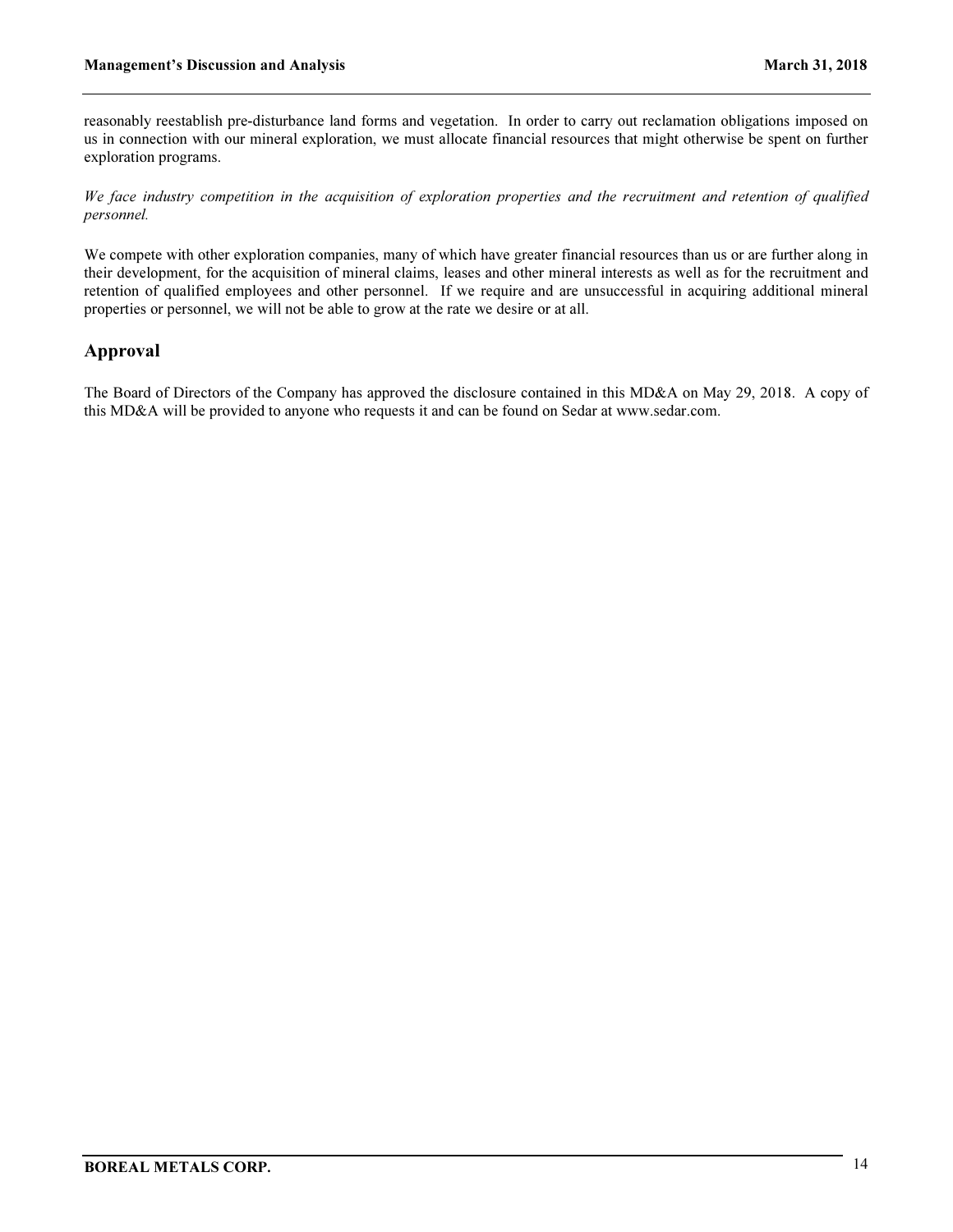reasonably reestablish pre-disturbance land forms and vegetation. In order to carry out reclamation obligations imposed on us in connection with our mineral exploration, we must allocate financial resources that might otherwise be spent on further exploration programs.

*We face industry competition in the acquisition of exploration properties and the recruitment and retention of qualified personnel.*

We compete with other exploration companies, many of which have greater financial resources than us or are further along in their development, for the acquisition of mineral claims, leases and other mineral interests as well as for the recruitment and retention of qualified employees and other personnel. If we require and are unsuccessful in acquiring additional mineral properties or personnel, we will not be able to grow at the rate we desire or at all.

## Approval

The Board of Directors of the Company has approved the disclosure contained in this MD&A on May 29, 2018. A copy of this MD&A will be provided to anyone who requests it and can be found on Sedar at www.sedar.com.